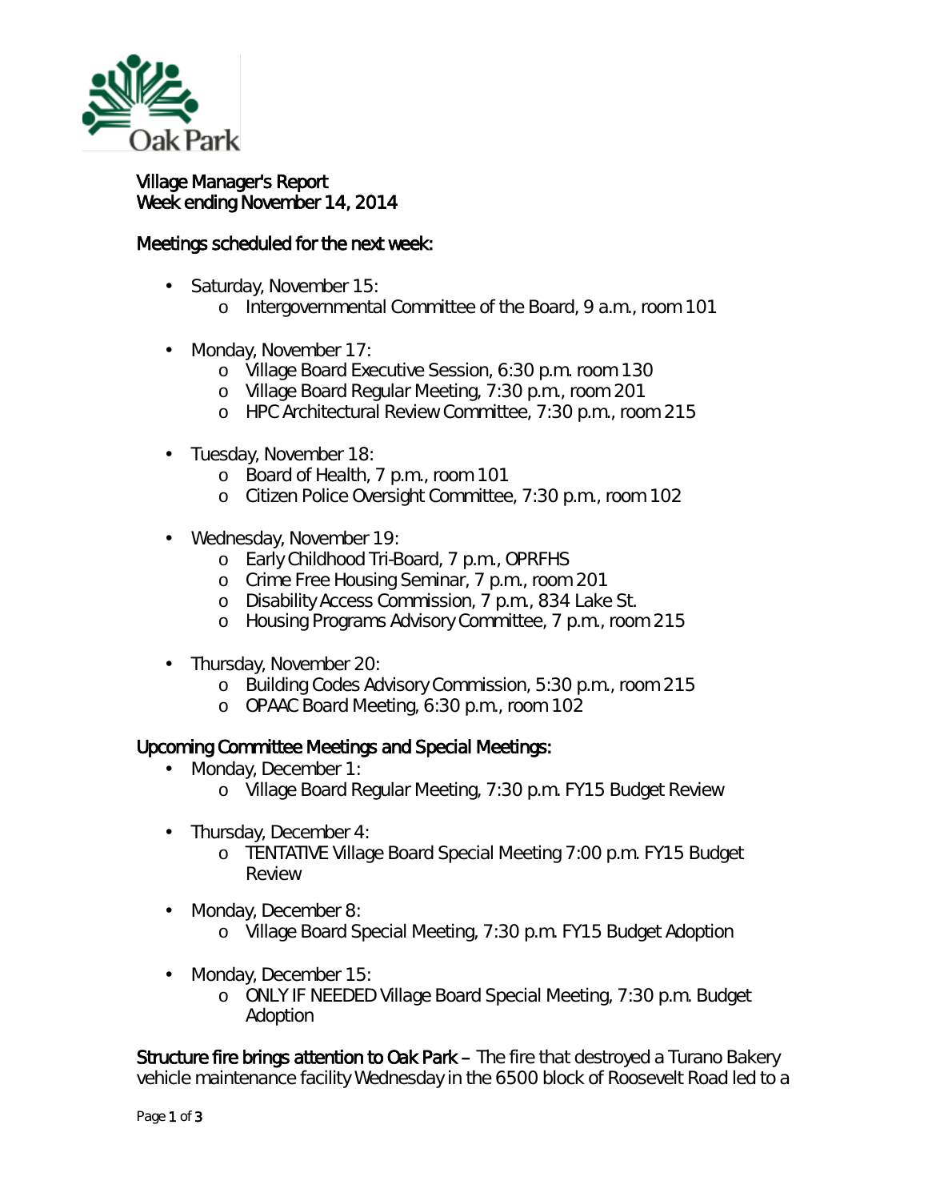Village Manager's Report
Week ending November 14, 2014

## Meetings scheduled for the next week:

- Saturday, November 15:
  - Intergovernmental Committee of the Board, 9 a.m., room 101
- Monday, November 17:
  - Village Board Executive Session, 6:30 p.m. room 130
  - Village Board Regular Meeting, 7:30 p.m., room 201
  - HPC Architectural Review Committee, 7:30 p.m., room 215
- Tuesday, November 18:
  - Board of Health, 7 p.m., room 101
  - Citizen Police Oversight Committee, 7:30 p.m., room 102
- Wednesday, November 19:
  - Early Childhood Tri-Board, 7 p.m., OPRFHS
  - Crime Free Housing Seminar, 7 p.m., room 201
  - Disability Access Commission, 7 p.m., 834 Lake St.
  - Housing Programs Advisory Committee, 7 p.m., room 215
- Thursday, November 20:
  - Building Codes Advisory Commission, 5:30 p.m., room 215
  - OPAAC Board Meeting, 6:30 p.m., room 102

## Upcoming Committee Meetings and Special Meetings:

- Monday, December 1:
  - Village Board Regular Meeting, 7:30 p.m. FY15 Budget Review
- Thursday, December 4:
  - TENTATIVE Village Board Special Meeting 7:00 p.m. FY15 Budget Review
- Monday, December 8:
  - Village Board Special Meeting, 7:30 p.m. FY15 Budget Adoption
- Monday, December 15:
  - ONLY IF NEEDED Village Board Special Meeting, 7:30 p.m. Budget Adoption

**Structure fire brings attention to Oak Park** – The fire that destroyed a Turano Bakery vehicle maintenance facility Wednesday in the 6500 block of Roosevelt Road led to a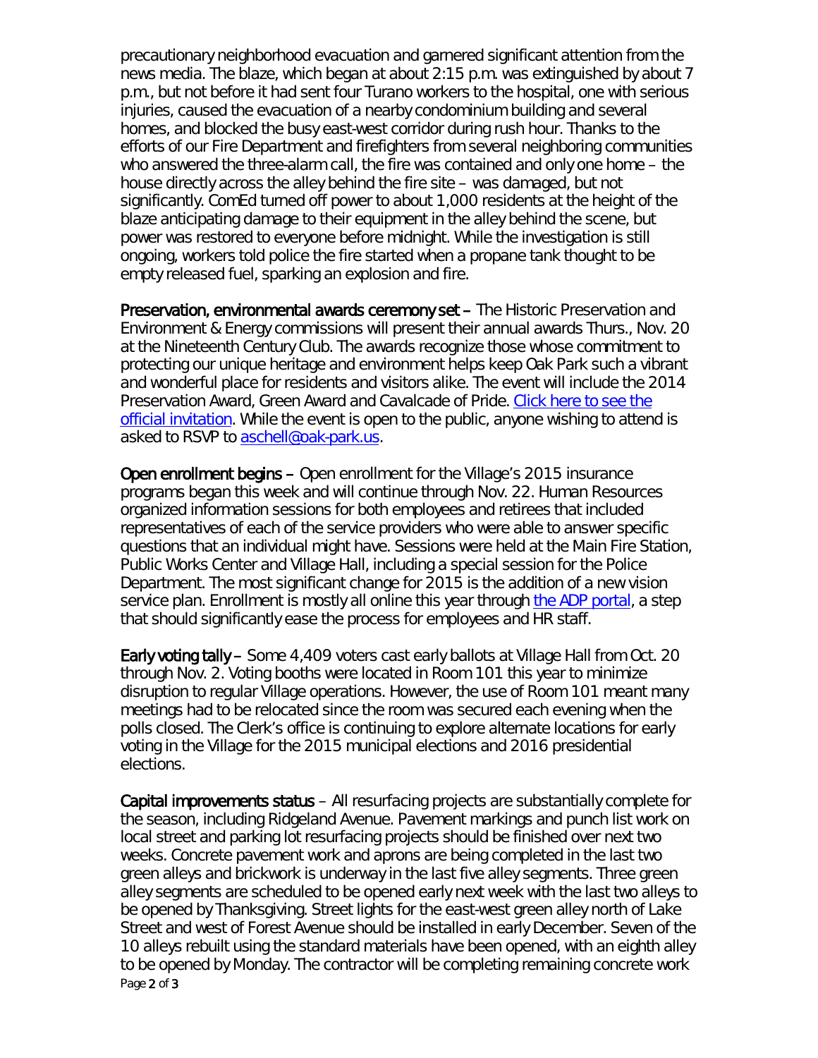precautionary neighborhood evacuation and garnered significant attention from the news media. The blaze, which began at about 2:15 p.m. was extinguished by about 7 p.m., but not before it had sent four Turano workers to the hospital, one with serious injuries, caused the evacuation of a nearby condominium building and several homes, and blocked the busy east-west corridor during rush hour. Thanks to the efforts of our Fire Department and firefighters from several neighboring communities who answered the three-alarm call, the fire was contained and only one home – the house directly across the alley behind the fire site – was damaged, but not significantly. ComEd turned off power to about 1,000 residents at the height of the blaze anticipating damage to their equipment in the alley behind the scene, but power was restored to everyone before midnight. While the investigation is still ongoing, workers told police the fire started when a propane tank thought to be empty released fuel, sparking an explosion and fire.

**Preservation, environmental awards ceremony set** – The Historic Preservation and Environment & Energy commissions will present their annual awards Thurs., Nov. 20 at the Nineteenth Century Club. The awards recognize those whose commitment to protecting our unique heritage and environment helps keep Oak Park such a vibrant and wonderful place for residents and visitors alike. The event will include the 2014 Preservation Award, Green Award and Cavalcade of Pride. [Click here to see the official invitation](). While the event is open to the public, anyone wishing to attend is asked to RSVP to [aschell@oak-park.us]().

**Open enrollment begins** – Open enrollment for the Village's 2015 insurance programs began this week and will continue through Nov. 22. Human Resources organized information sessions for both employees and retirees that included representatives of each of the service providers who were able to answer specific questions that an individual might have. Sessions were held at the Main Fire Station, Public Works Center and Village Hall, including a special session for the Police Department. The most significant change for 2015 is the addition of a new vision service plan. Enrollment is mostly all online this year through [the ADP portal](), a step that should significantly ease the process for employees and HR staff.

**Early voting tally** – Some 4,409 voters cast early ballots at Village Hall from Oct. 20 through Nov. 2. Voting booths were located in Room 101 this year to minimize disruption to regular Village operations. However, the use of Room 101 meant many meetings had to be relocated since the room was secured each evening when the polls closed. The Clerk's office is continuing to explore alternate locations for early voting in the Village for the 2015 municipal elections and 2016 presidential elections.

**Capital improvements status** – All resurfacing projects are substantially complete for the season, including Ridgeland Avenue. Pavement markings and punch list work on local street and parking lot resurfacing projects should be finished over next two weeks. Concrete pavement work and aprons are being completed in the last two green alleys and brickwork is underway in the last five alley segments. Three green alley segments are scheduled to be opened early next week with the last two alleys to be opened by Thanksgiving. Street lights for the east-west green alley north of Lake Street and west of Forest Avenue should be installed in early December. Seven of the 10 alleys rebuilt using the standard materials have been opened, with an eighth alley to be opened by Monday. The contractor will be completing remaining concrete work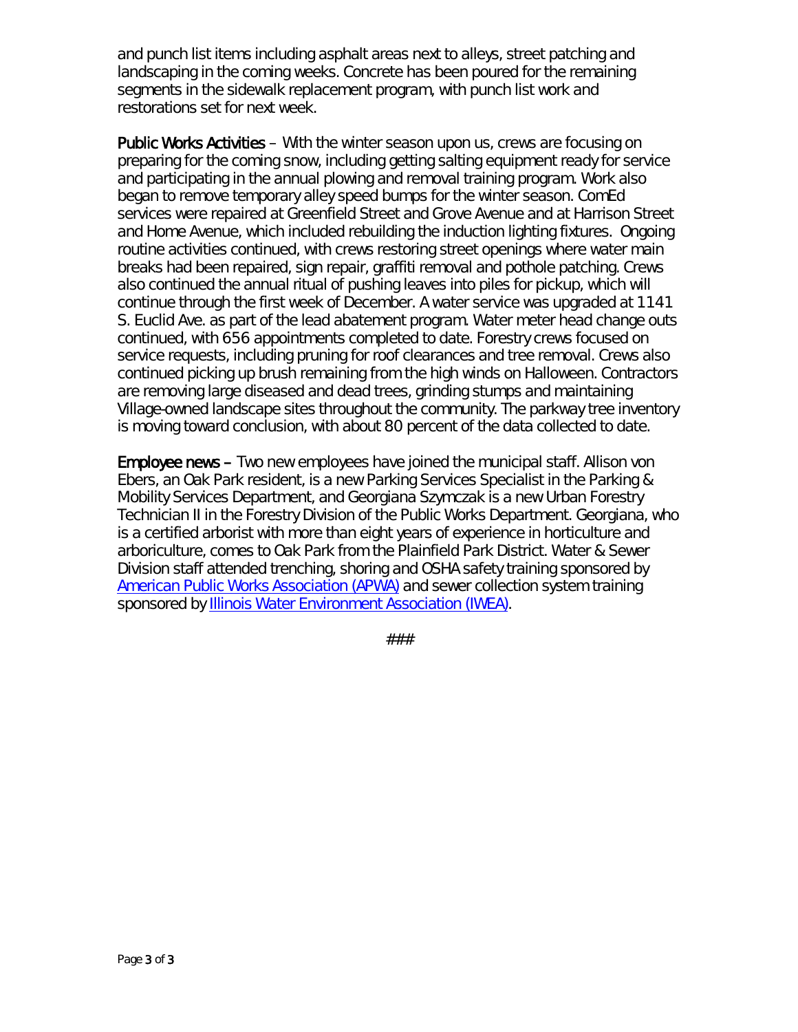and punch list items including asphalt areas next to alleys, street patching and landscaping in the coming weeks. Concrete has been poured for the remaining segments in the sidewalk replacement program, with punch list work and restorations set for next week.

**Public Works Activities** – With the winter season upon us, crews are focusing on preparing for the coming snow, including getting salting equipment ready for service and participating in the annual plowing and removal training program. Work also began to remove temporary alley speed bumps for the winter season. ComEd services were repaired at Greenfield Street and Grove Avenue and at Harrison Street and Home Avenue, which included rebuilding the induction lighting fixtures. Ongoing routine activities continued, with crews restoring street openings where water main breaks had been repaired, sign repair, graffiti removal and pothole patching. Crews also continued the annual ritual of pushing leaves into piles for pickup, which will continue through the first week of December. A water service was upgraded at 1141 S. Euclid Ave. as part of the lead abatement program. Water meter head change outs continued, with 656 appointments completed to date. Forestry crews focused on service requests, including pruning for roof clearances and tree removal. Crews also continued picking up brush remaining from the high winds on Halloween. Contractors are removing large diseased and dead trees, grinding stumps and maintaining Village-owned landscape sites throughout the community. The parkway tree inventory is moving toward conclusion, with about 80 percent of the data collected to date.

**Employee news** – Two new employees have joined the municipal staff. Allison von Ebers, an Oak Park resident, is a new Parking Services Specialist in the Parking & Mobility Services Department, and Georgiana Szymczak is a new Urban Forestry Technician II in the Forestry Division of the Public Works Department. Georgiana, who is a certified arborist with more than eight years of experience in horticulture and arboriculture, comes to Oak Park from the Plainfield Park District. Water & Sewer Division staff attended trenching, shoring and OSHA safety training sponsored by American Public Works Association (APWA) and sewer collection system training sponsored by Illinois Water Environment Association (IWEA).

###